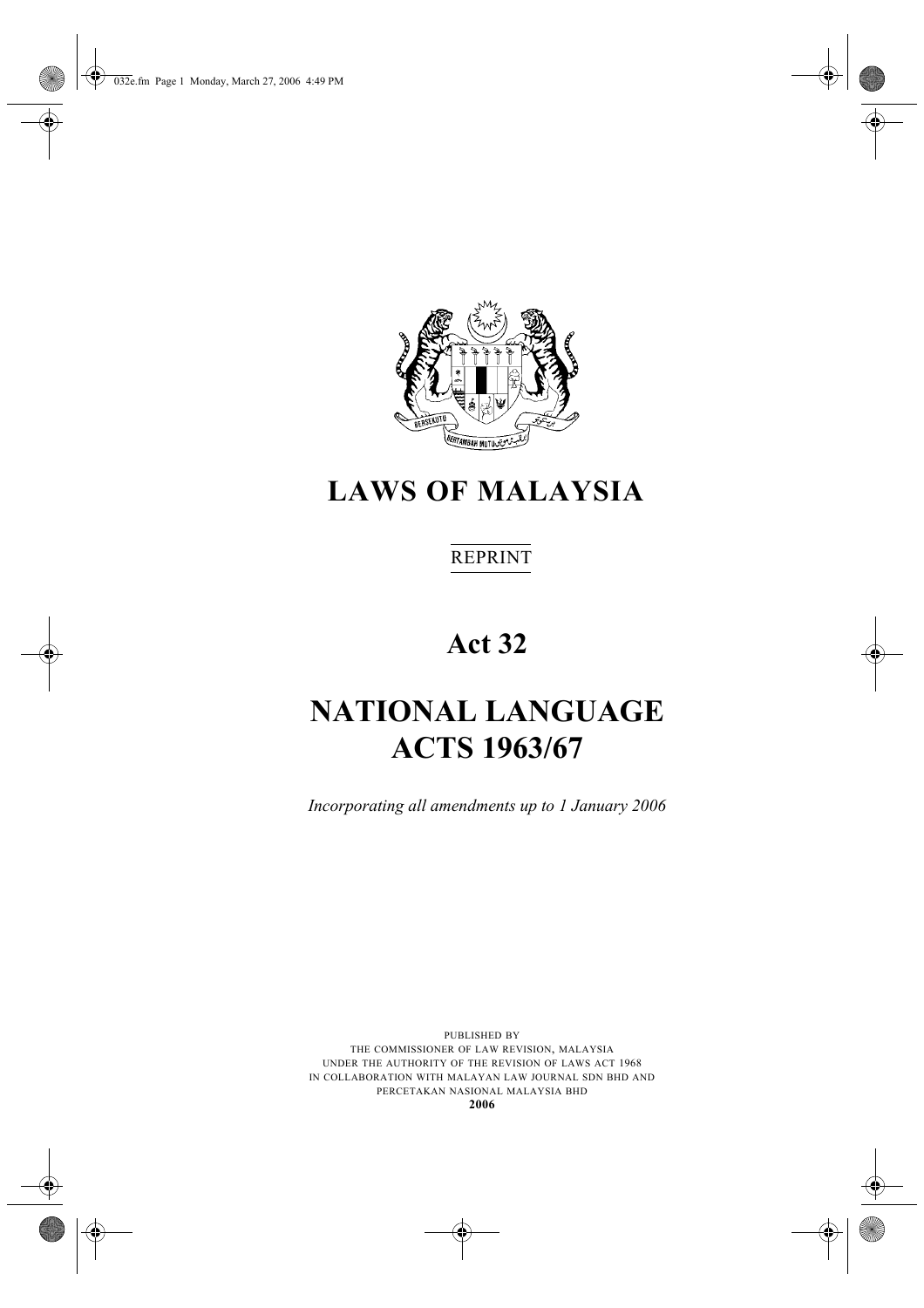# LAWS OF MALAYSIA

REPRINT

# Act 32

# NATIONAL LANGUAGE ACTS 1963/67

*Incorporating all amendments up to 1 January 2006*

PUBLISHED BY
THE COMMISSIONER OF LAW REVISION, MALAYSIA
UNDER THE AUTHORITY OF THE REVISION OF LAWS ACT 1968
IN COLLABORATION WITH MALAYAN LAW JOURNAL SDN BHD AND
PERCETAKAN NASIONAL MALAYSIA BHD
**2006**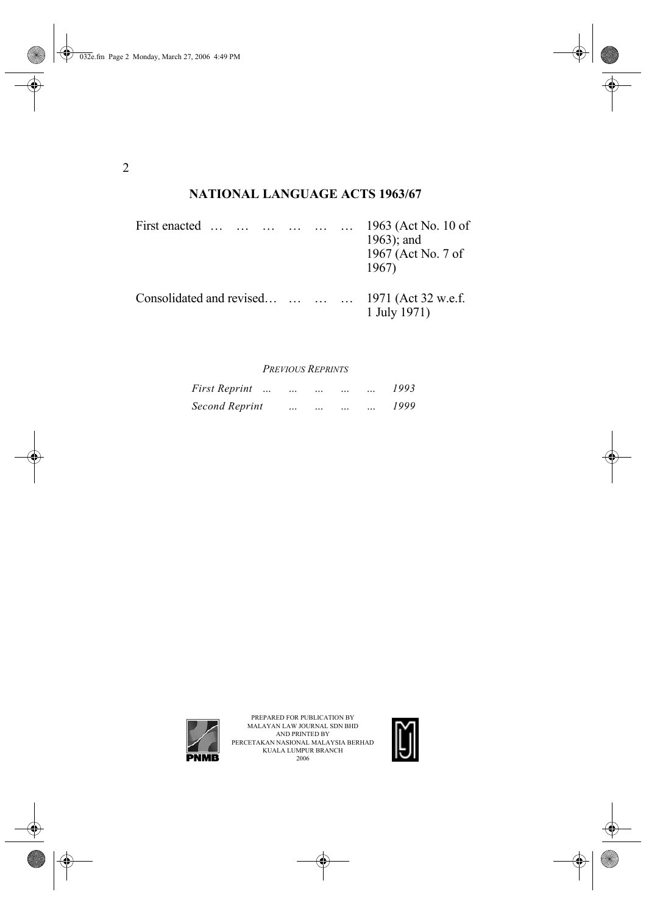## NATIONAL LANGUAGE ACTS 1963/67

| | |
|---|---|
| First enacted … … … … … … | 1963 (Act No. 10 of 1963); and 1967 (Act No. 7 of 1967) |
| Consolidated and revised… … … … | 1971 (Act 32 w.e.f. 1 July 1971) |

*PREVIOUS REPRINTS*

| | |
|---|---|
| *First Reprint ... ... ... ... ...* | *1993* |
| *Second Reprint ... ... ... ...* | *1999* |

PREPARED FOR PUBLICATION BY
MALAYAN LAW JOURNAL SDN BHD
AND PRINTED BY
PERCETAKAN NASIONAL MALAYSIA BERHAD
KUALA LUMPUR BRANCH
2006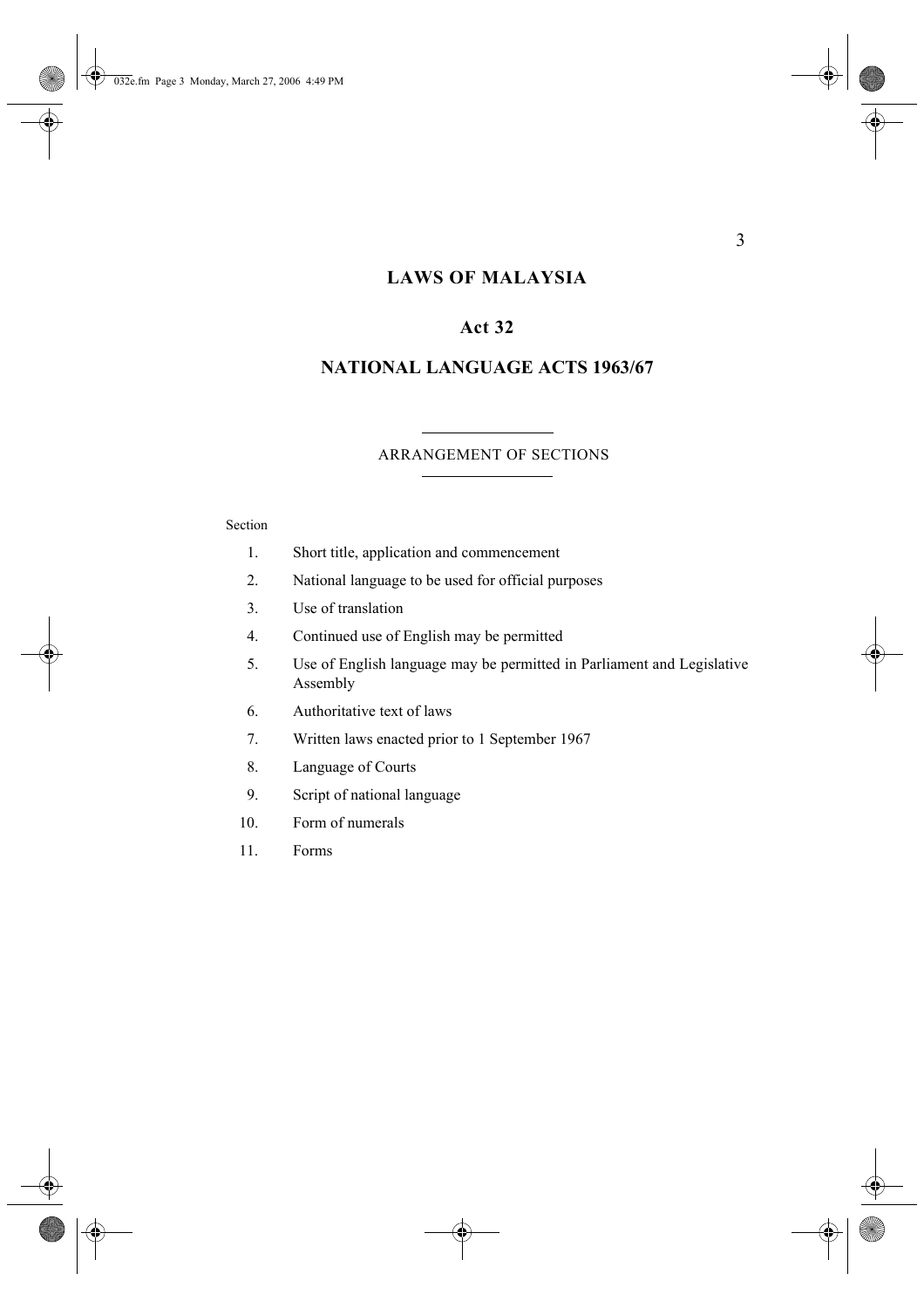# LAWS OF MALAYSIA

## Act 32

## NATIONAL LANGUAGE ACTS 1963/67

ARRANGEMENT OF SECTIONS

Section

1. Short title, application and commencement
2. National language to be used for official purposes
3. Use of translation
4. Continued use of English may be permitted
5. Use of English language may be permitted in Parliament and Legislative Assembly
6. Authoritative text of laws
7. Written laws enacted prior to 1 September 1967
8. Language of Courts
9. Script of national language
10. Form of numerals
11. Forms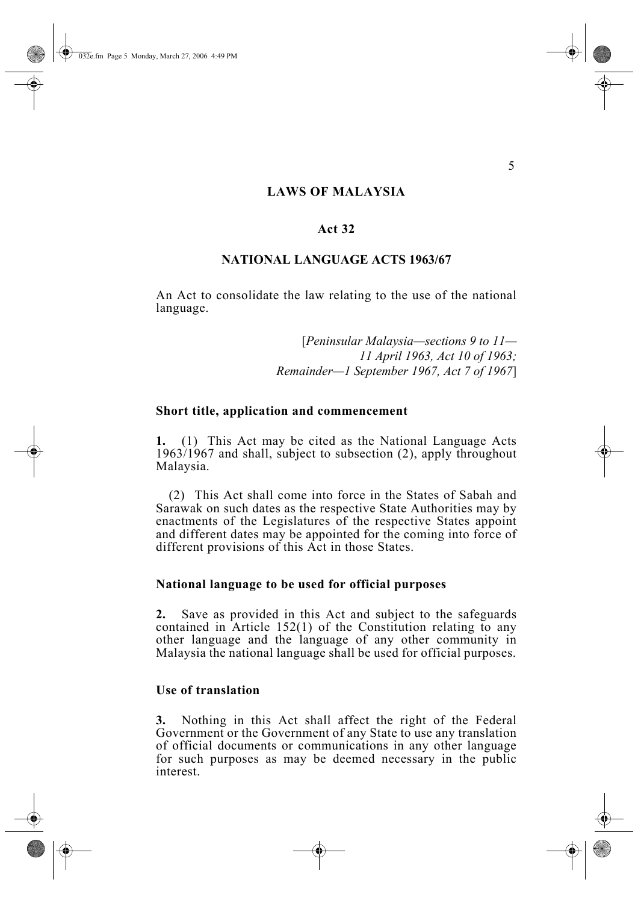**LAWS OF MALAYSIA**

**Act 32**

**NATIONAL LANGUAGE ACTS 1963/67**

An Act to consolidate the law relating to the use of the national language.

[*Peninsular Malaysia—sections 9 to 11— 11 April 1963, Act 10 of 1963; Remainder—1 September 1967, Act 7 of 1967*]

**Short title, application and commencement**

**1.** (1) This Act may be cited as the National Language Acts 1963/1967 and shall, subject to subsection (2), apply throughout Malaysia.

(2) This Act shall come into force in the States of Sabah and Sarawak on such dates as the respective State Authorities may by enactments of the Legislatures of the respective States appoint and different dates may be appointed for the coming into force of different provisions of this Act in those States.

**National language to be used for official purposes**

**2.** Save as provided in this Act and subject to the safeguards contained in Article 152(1) of the Constitution relating to any other language and the language of any other community in Malaysia the national language shall be used for official purposes.

**Use of translation**

**3.** Nothing in this Act shall affect the right of the Federal Government or the Government of any State to use any translation of official documents or communications in any other language for such purposes as may be deemed necessary in the public interest.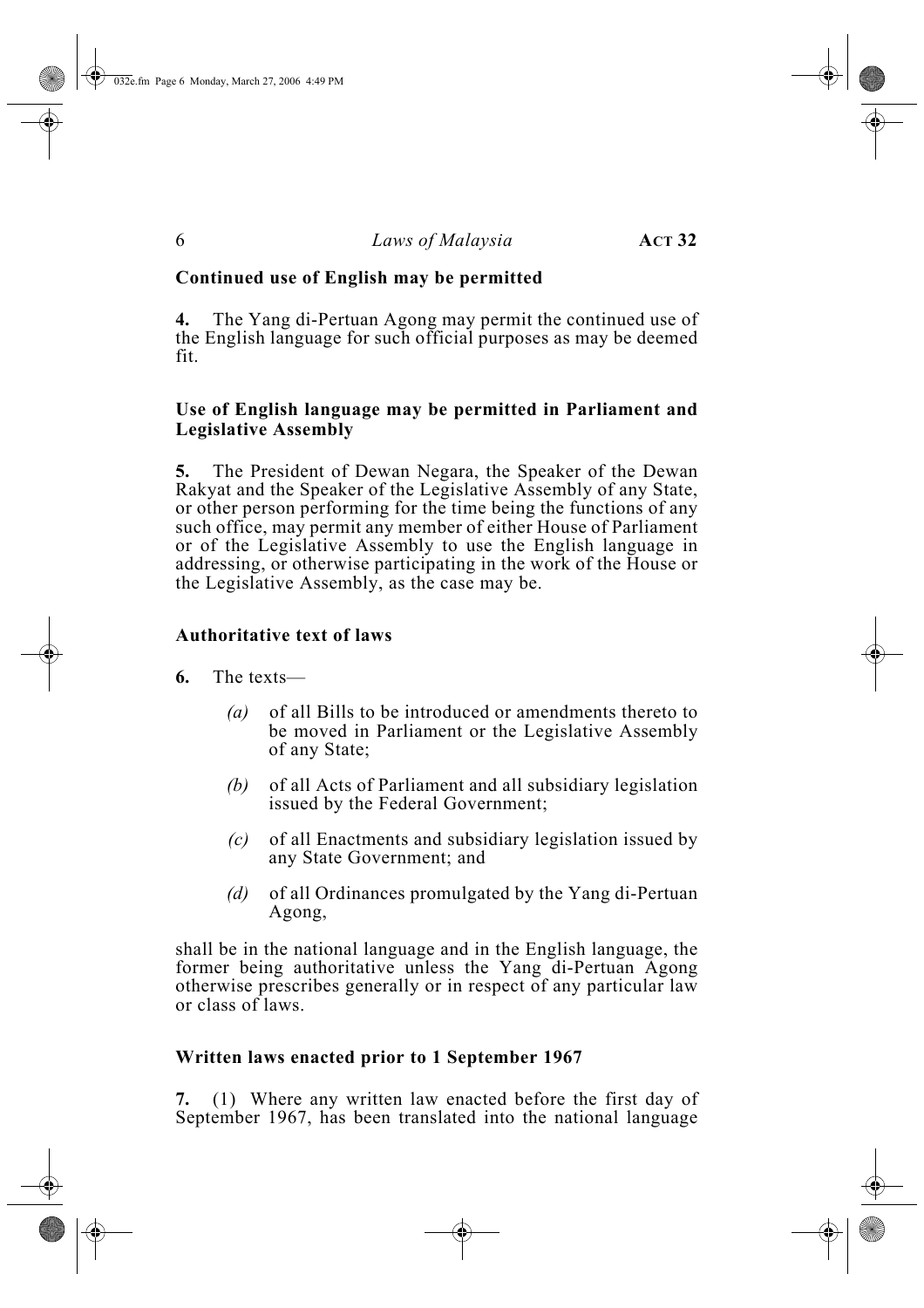**Continued use of English may be permitted**

**4.** The Yang di-Pertuan Agong may permit the continued use of the English language for such official purposes as may be deemed fit.

**Use of English language may be permitted in Parliament and Legislative Assembly**

**5.** The President of Dewan Negara, the Speaker of the Dewan Rakyat and the Speaker of the Legislative Assembly of any State, or other person performing for the time being the functions of any such office, may permit any member of either House of Parliament or of the Legislative Assembly to use the English language in addressing, or otherwise participating in the work of the House or the Legislative Assembly, as the case may be.

**Authoritative text of laws**

**6.** The texts—

*(a)* of all Bills to be introduced or amendments thereto to be moved in Parliament or the Legislative Assembly of any State;

*(b)* of all Acts of Parliament and all subsidiary legislation issued by the Federal Government;

*(c)* of all Enactments and subsidiary legislation issued by any State Government; and

*(d)* of all Ordinances promulgated by the Yang di-Pertuan Agong,

shall be in the national language and in the English language, the former being authoritative unless the Yang di-Pertuan Agong otherwise prescribes generally or in respect of any particular law or class of laws.

**Written laws enacted prior to 1 September 1967**

**7.** (1) Where any written law enacted before the first day of September 1967, has been translated into the national language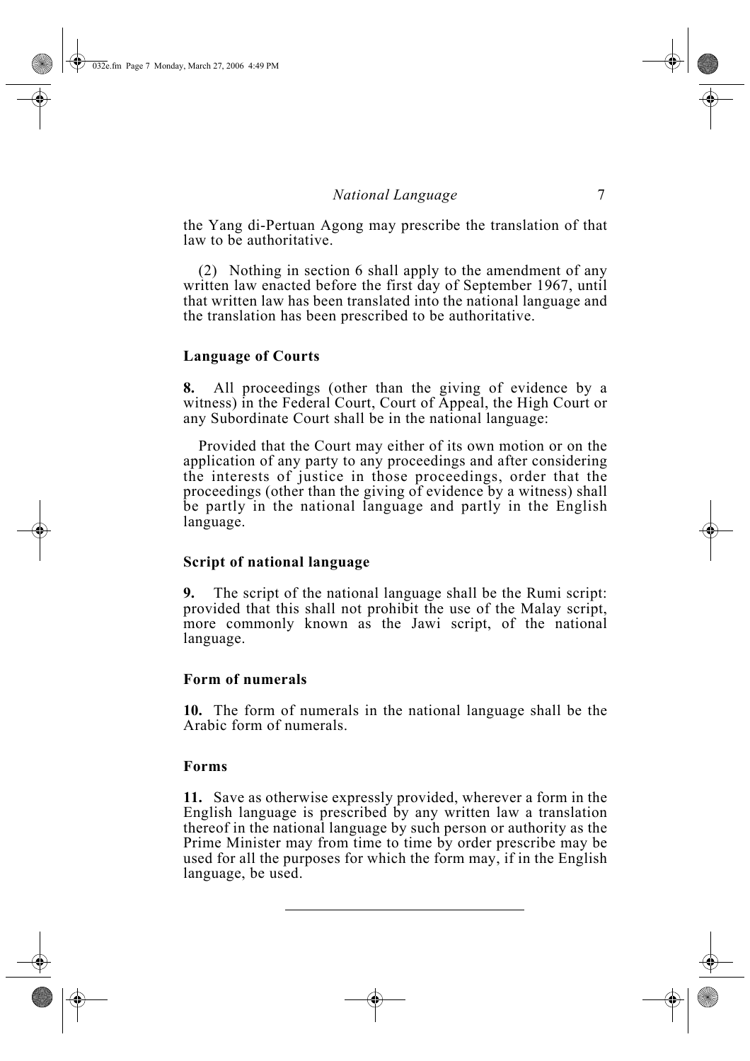the Yang di-Pertuan Agong may prescribe the translation of that law to be authoritative.

(2) Nothing in section 6 shall apply to the amendment of any written law enacted before the first day of September 1967, until that written law has been translated into the national language and the translation has been prescribed to be authoritative.

**Language of Courts**

**8.** All proceedings (other than the giving of evidence by a witness) in the Federal Court, Court of Appeal, the High Court or any Subordinate Court shall be in the national language:

Provided that the Court may either of its own motion or on the application of any party to any proceedings and after considering the interests of justice in those proceedings, order that the proceedings (other than the giving of evidence by a witness) shall be partly in the national language and partly in the English language.

**Script of national language**

**9.** The script of the national language shall be the Rumi script: provided that this shall not prohibit the use of the Malay script, more commonly known as the Jawi script, of the national language.

**Form of numerals**

**10.** The form of numerals in the national language shall be the Arabic form of numerals.

**Forms**

**11.** Save as otherwise expressly provided, wherever a form in the English language is prescribed by any written law a translation thereof in the national language by such person or authority as the Prime Minister may from time to time by order prescribe may be used for all the purposes for which the form may, if in the English language, be used.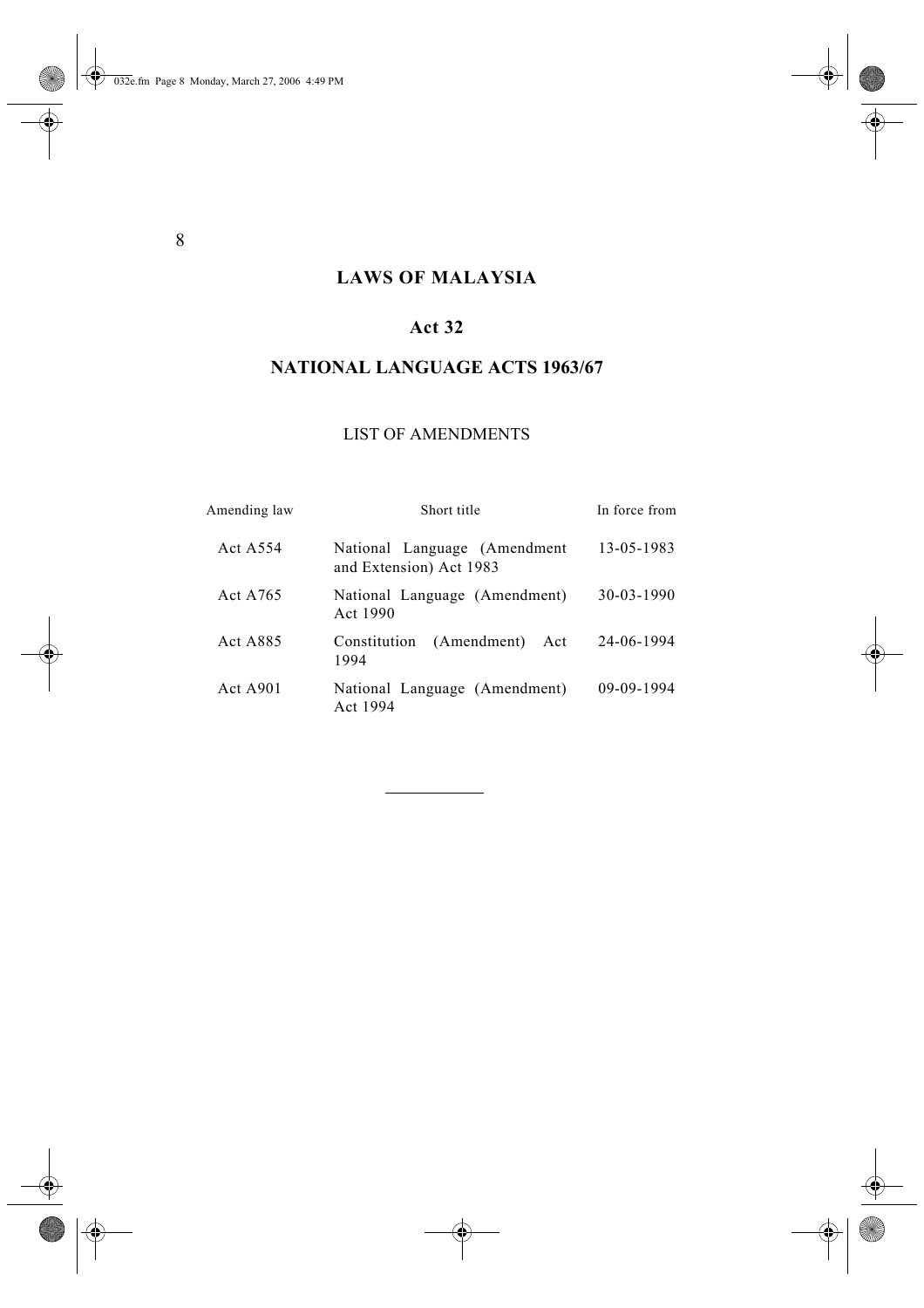# LAWS OF MALAYSIA

## Act 32

## NATIONAL LANGUAGE ACTS 1963/67

### LIST OF AMENDMENTS

| Amending law | Short title | In force from |
|---|---|---|
| Act A554 | National Language (Amendment and Extension) Act 1983 | 13-05-1983 |
| Act A765 | National Language (Amendment) Act 1990 | 30-03-1990 |
| Act A885 | Constitution (Amendment) Act 1994 | 24-06-1994 |
| Act A901 | National Language (Amendment) Act 1994 | 09-09-1994 |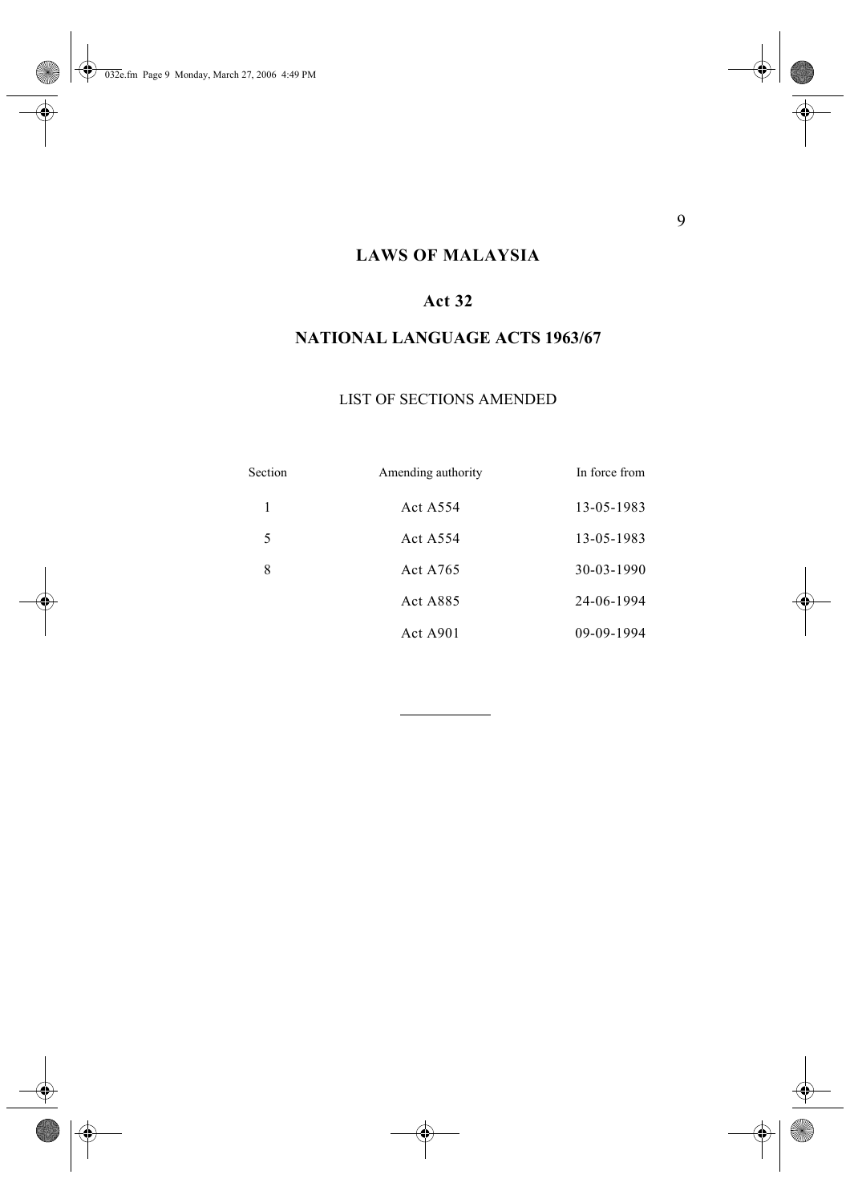# LAWS OF MALAYSIA

## Act 32

## NATIONAL LANGUAGE ACTS 1963/67

LIST OF SECTIONS AMENDED

| Section | Amending authority | In force from |
|---|---|---|
| 1 | Act A554 | 13-05-1983 |
| 5 | Act A554 | 13-05-1983 |
| 8 | Act A765 | 30-03-1990 |
| | Act A885 | 24-06-1994 |
| | Act A901 | 09-09-1994 |